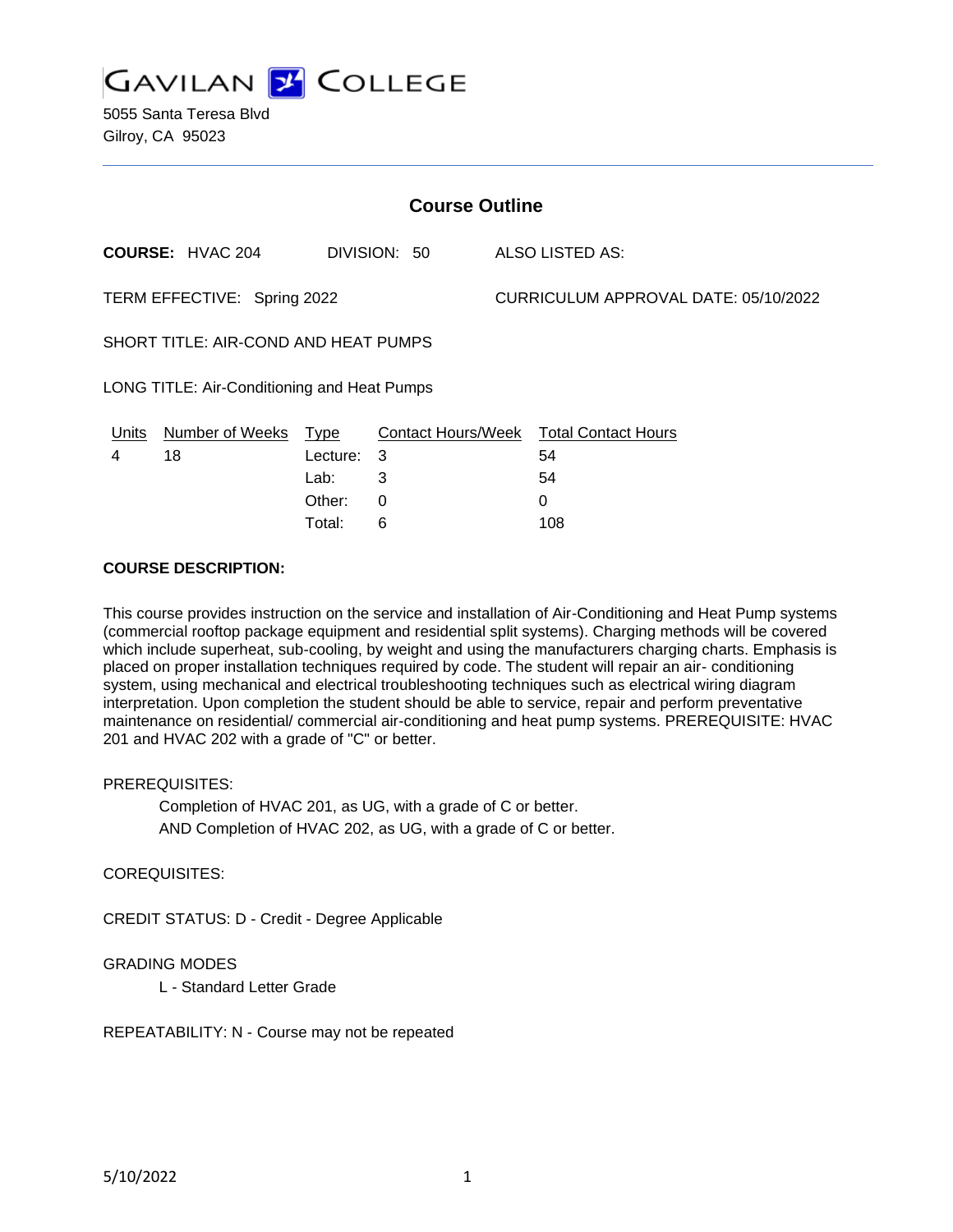# GAVILAN COLLEGE

5055 Santa Teresa Blvd
Gilroy, CA 95023

---

## Course Outline

**COURSE:** HVAC 204 DIVISION: 50 ALSO LISTED AS:

TERM EFFECTIVE: Spring 2022 CURRICULUM APPROVAL DATE: 05/10/2022

SHORT TITLE: AIR-COND AND HEAT PUMPS

LONG TITLE: Air-Conditioning and Heat Pumps

| Units | Number of Weeks | Type | Contact Hours/Week | Total Contact Hours |
|---|---|---|---|---|
| 4 | 18 | Lecture: | 3 | 54 |
| | | Lab: | 3 | 54 |
| | | Other: | 0 | 0 |
| | | Total: | 6 | 108 |

**COURSE DESCRIPTION:**

This course provides instruction on the service and installation of Air-Conditioning and Heat Pump systems (commercial rooftop package equipment and residential split systems). Charging methods will be covered which include superheat, sub-cooling, by weight and using the manufacturers charging charts. Emphasis is placed on proper installation techniques required by code. The student will repair an air- conditioning system, using mechanical and electrical troubleshooting techniques such as electrical wiring diagram interpretation. Upon completion the student should be able to service, repair and perform preventative maintenance on residential/ commercial air-conditioning and heat pump systems. PREREQUISITE: HVAC 201 and HVAC 202 with a grade of "C" or better.

PREREQUISITES:

Completion of HVAC 201, as UG, with a grade of C or better.
AND Completion of HVAC 202, as UG, with a grade of C or better.

COREQUISITES:

CREDIT STATUS: D - Credit - Degree Applicable

GRADING MODES

L - Standard Letter Grade

REPEATABILITY: N - Course may not be repeated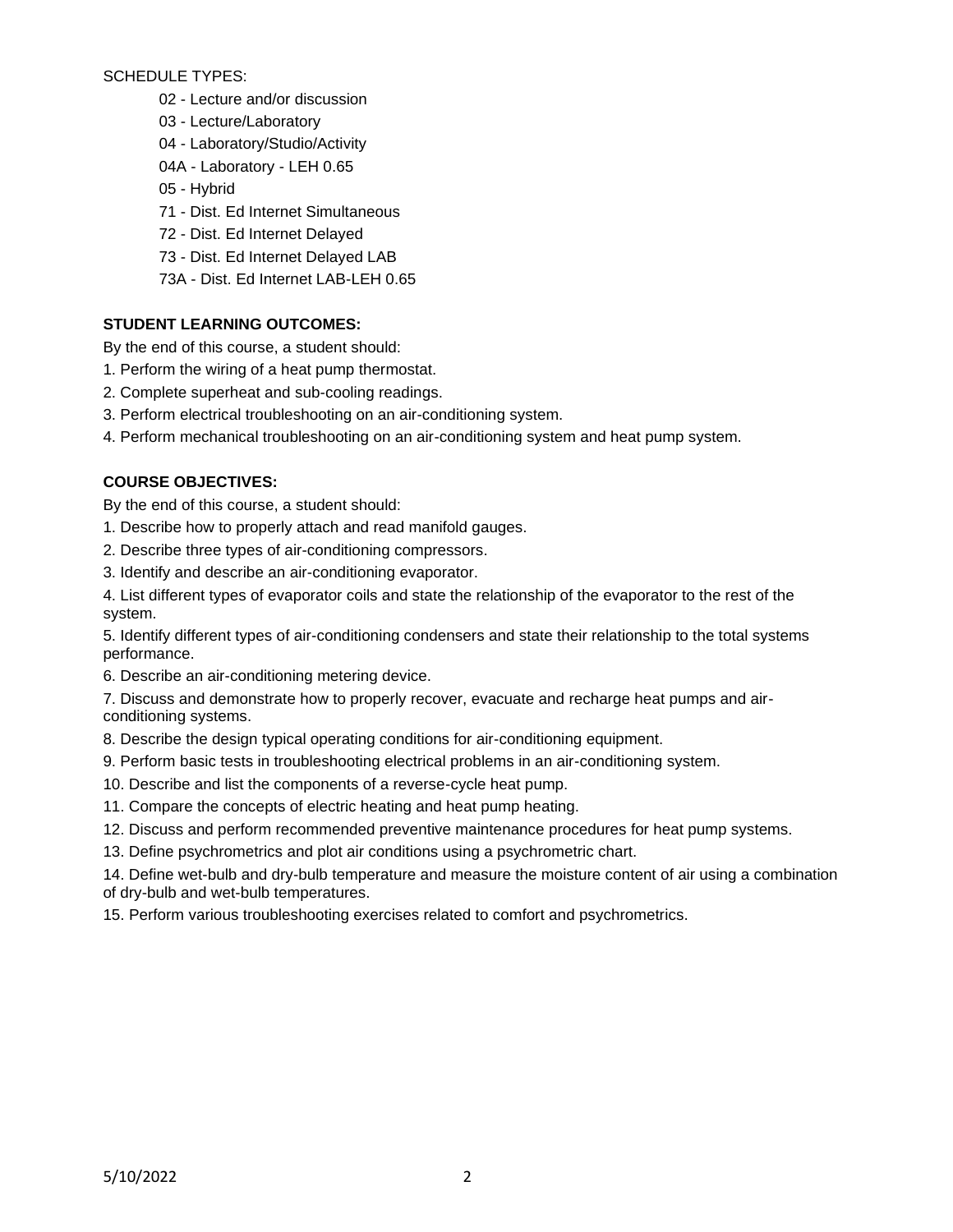SCHEDULE TYPES:

- 02 - Lecture and/or discussion
- 03 - Lecture/Laboratory
- 04 - Laboratory/Studio/Activity
- 04A - Laboratory - LEH 0.65
- 05 - Hybrid
- 71 - Dist. Ed Internet Simultaneous
- 72 - Dist. Ed Internet Delayed
- 73 - Dist. Ed Internet Delayed LAB
- 73A - Dist. Ed Internet LAB-LEH 0.65

**STUDENT LEARNING OUTCOMES:**

By the end of this course, a student should:

1. Perform the wiring of a heat pump thermostat.
2. Complete superheat and sub-cooling readings.
3. Perform electrical troubleshooting on an air-conditioning system.
4. Perform mechanical troubleshooting on an air-conditioning system and heat pump system.

**COURSE OBJECTIVES:**

By the end of this course, a student should:

1. Describe how to properly attach and read manifold gauges.
2. Describe three types of air-conditioning compressors.
3. Identify and describe an air-conditioning evaporator.
4. List different types of evaporator coils and state the relationship of the evaporator to the rest of the system.
5. Identify different types of air-conditioning condensers and state their relationship to the total systems performance.
6. Describe an air-conditioning metering device.
7. Discuss and demonstrate how to properly recover, evacuate and recharge heat pumps and air-conditioning systems.
8. Describe the design typical operating conditions for air-conditioning equipment.
9. Perform basic tests in troubleshooting electrical problems in an air-conditioning system.
10. Describe and list the components of a reverse-cycle heat pump.
11. Compare the concepts of electric heating and heat pump heating.
12. Discuss and perform recommended preventive maintenance procedures for heat pump systems.
13. Define psychrometrics and plot air conditions using a psychrometric chart.
14. Define wet-bulb and dry-bulb temperature and measure the moisture content of air using a combination of dry-bulb and wet-bulb temperatures.
15. Perform various troubleshooting exercises related to comfort and psychrometrics.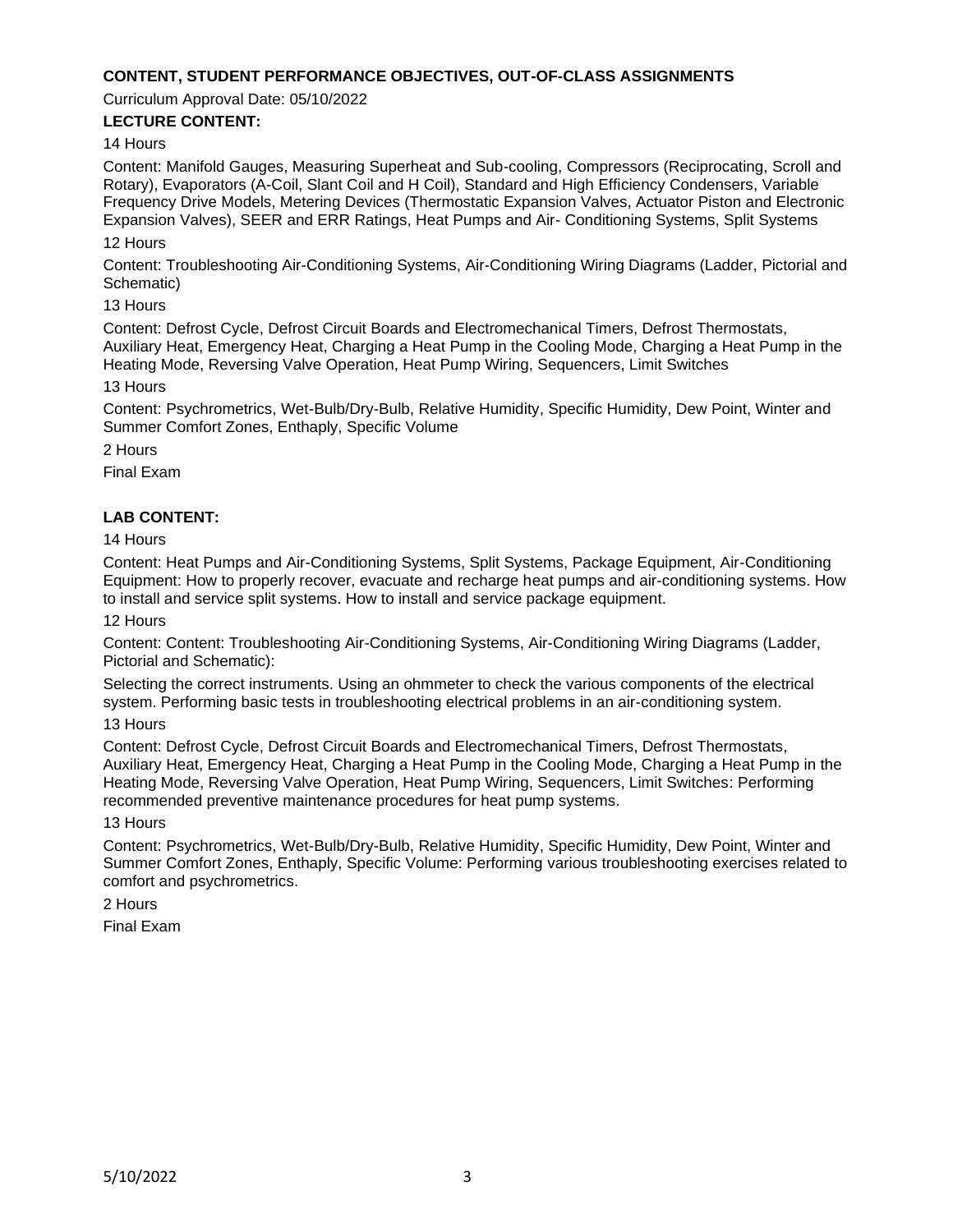## CONTENT, STUDENT PERFORMANCE OBJECTIVES, OUT-OF-CLASS ASSIGNMENTS

Curriculum Approval Date: 05/10/2022

### LECTURE CONTENT:

14 Hours

Content: Manifold Gauges, Measuring Superheat and Sub-cooling, Compressors (Reciprocating, Scroll and Rotary), Evaporators (A-Coil, Slant Coil and H Coil), Standard and High Efficiency Condensers, Variable Frequency Drive Models, Metering Devices (Thermostatic Expansion Valves, Actuator Piston and Electronic Expansion Valves), SEER and ERR Ratings, Heat Pumps and Air- Conditioning Systems, Split Systems

12 Hours

Content: Troubleshooting Air-Conditioning Systems, Air-Conditioning Wiring Diagrams (Ladder, Pictorial and Schematic)

13 Hours

Content: Defrost Cycle, Defrost Circuit Boards and Electromechanical Timers, Defrost Thermostats, Auxiliary Heat, Emergency Heat, Charging a Heat Pump in the Cooling Mode, Charging a Heat Pump in the Heating Mode, Reversing Valve Operation, Heat Pump Wiring, Sequencers, Limit Switches

13 Hours

Content: Psychrometrics, Wet-Bulb/Dry-Bulb, Relative Humidity, Specific Humidity, Dew Point, Winter and Summer Comfort Zones, Enthaply, Specific Volume

2 Hours

Final Exam

### LAB CONTENT:

14 Hours

Content: Heat Pumps and Air-Conditioning Systems, Split Systems, Package Equipment, Air-Conditioning Equipment: How to properly recover, evacuate and recharge heat pumps and air-conditioning systems. How to install and service split systems. How to install and service package equipment.

12 Hours

Content: Content: Troubleshooting Air-Conditioning Systems, Air-Conditioning Wiring Diagrams (Ladder, Pictorial and Schematic):

Selecting the correct instruments. Using an ohmmeter to check the various components of the electrical system. Performing basic tests in troubleshooting electrical problems in an air-conditioning system.

13 Hours

Content: Defrost Cycle, Defrost Circuit Boards and Electromechanical Timers, Defrost Thermostats, Auxiliary Heat, Emergency Heat, Charging a Heat Pump in the Cooling Mode, Charging a Heat Pump in the Heating Mode, Reversing Valve Operation, Heat Pump Wiring, Sequencers, Limit Switches: Performing recommended preventive maintenance procedures for heat pump systems.

13 Hours

Content: Psychrometrics, Wet-Bulb/Dry-Bulb, Relative Humidity, Specific Humidity, Dew Point, Winter and Summer Comfort Zones, Enthaply, Specific Volume: Performing various troubleshooting exercises related to comfort and psychrometrics.

2 Hours

Final Exam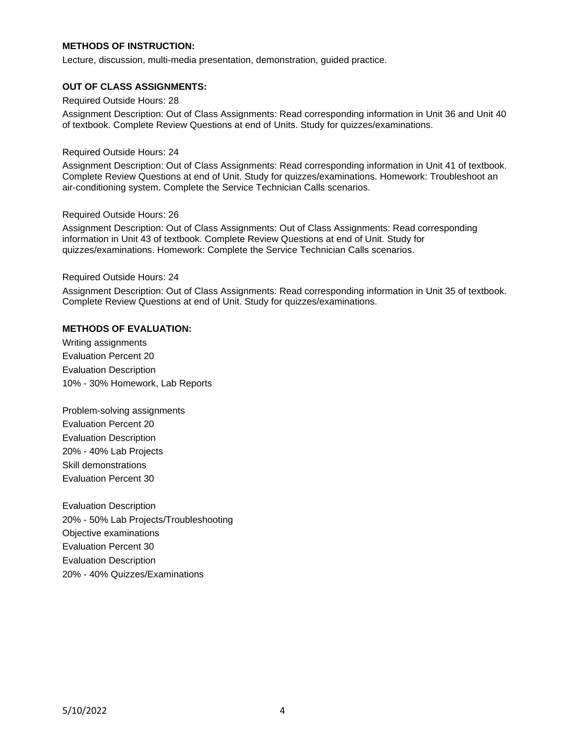**METHODS OF INSTRUCTION:**

Lecture, discussion, multi-media presentation, demonstration, guided practice.

**OUT OF CLASS ASSIGNMENTS:**

Required Outside Hours: 28

Assignment Description: Out of Class Assignments: Read corresponding information in Unit 36 and Unit 40 of textbook. Complete Review Questions at end of Units. Study for quizzes/examinations.

Required Outside Hours: 24

Assignment Description: Out of Class Assignments: Read corresponding information in Unit 41 of textbook. Complete Review Questions at end of Unit. Study for quizzes/examinations. Homework: Troubleshoot an air-conditioning system. Complete the Service Technician Calls scenarios.

Required Outside Hours: 26

Assignment Description: Out of Class Assignments: Out of Class Assignments: Read corresponding information in Unit 43 of textbook. Complete Review Questions at end of Unit. Study for quizzes/examinations. Homework: Complete the Service Technician Calls scenarios.

Required Outside Hours: 24

Assignment Description: Out of Class Assignments: Read corresponding information in Unit 35 of textbook. Complete Review Questions at end of Unit. Study for quizzes/examinations.

**METHODS OF EVALUATION:**

Writing assignments
Evaluation Percent 20
Evaluation Description
10% - 30% Homework, Lab Reports

Problem-solving assignments
Evaluation Percent 20
Evaluation Description
20% - 40% Lab Projects
Skill demonstrations
Evaluation Percent 30

Evaluation Description
20% - 50% Lab Projects/Troubleshooting
Objective examinations
Evaluation Percent 30
Evaluation Description
20% - 40% Quizzes/Examinations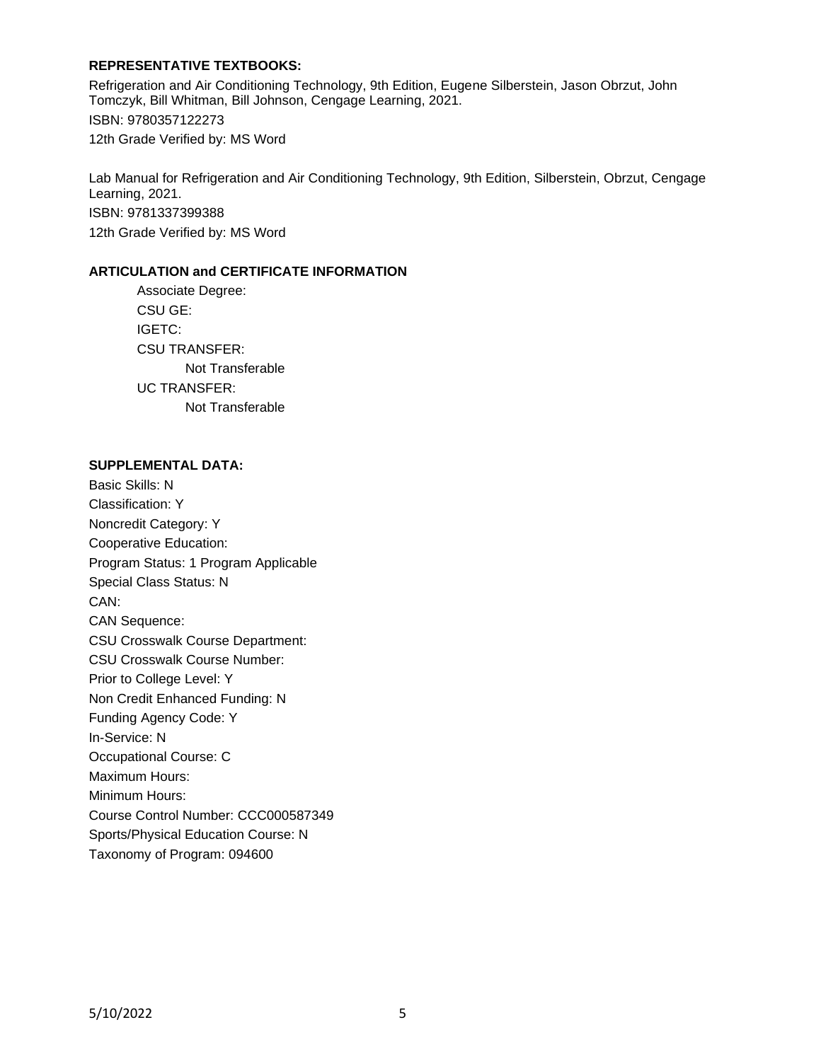**REPRESENTATIVE TEXTBOOKS:**

Refrigeration and Air Conditioning Technology, 9th Edition, Eugene Silberstein, Jason Obrzut, John Tomczyk, Bill Whitman, Bill Johnson, Cengage Learning, 2021.
ISBN: 9780357122273
12th Grade Verified by: MS Word

Lab Manual for Refrigeration and Air Conditioning Technology, 9th Edition, Silberstein, Obrzut, Cengage Learning, 2021.
ISBN: 9781337399388
12th Grade Verified by: MS Word

**ARTICULATION and CERTIFICATE INFORMATION**

Associate Degree:
CSU GE:
IGETC:
CSU TRANSFER:
Not Transferable
UC TRANSFER:
Not Transferable

**SUPPLEMENTAL DATA:**

Basic Skills: N
Classification: Y
Noncredit Category: Y
Cooperative Education:
Program Status: 1 Program Applicable
Special Class Status: N
CAN:
CAN Sequence:
CSU Crosswalk Course Department:
CSU Crosswalk Course Number:
Prior to College Level: Y
Non Credit Enhanced Funding: N
Funding Agency Code: Y
In-Service: N
Occupational Course: C
Maximum Hours:
Minimum Hours:
Course Control Number: CCC000587349
Sports/Physical Education Course: N
Taxonomy of Program: 094600